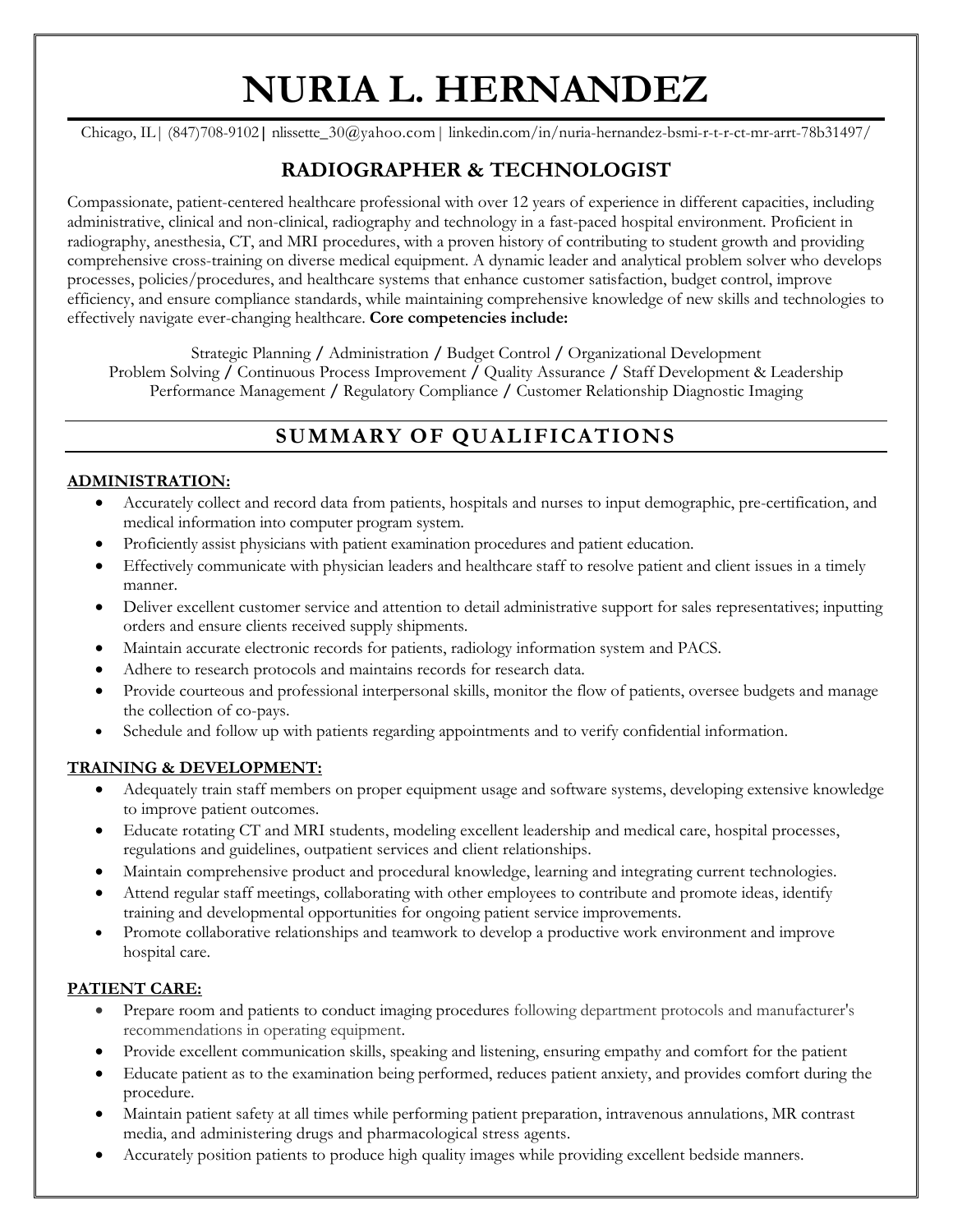# NURIA L. HERNANDEZ

Chicago, IL| (847)708-9102| nlissette_30@yahoo.com | linkedin.com/in/nuria-hernandez-bsmi-r-t-r-ct-mr-arrt-78b31497/

## RADIOGRAPHER & TECHNOLOGIST

Compassionate, patient-centered healthcare professional with over 12 years of experience in different capacities, including administrative, clinical and non-clinical, radiography and technology in a fast-paced hospital environment. Proficient in radiography, anesthesia, CT, and MRI procedures, with a proven history of contributing to student growth and providing comprehensive cross-training on diverse medical equipment. A dynamic leader and analytical problem solver who develops processes, policies/procedures, and healthcare systems that enhance customer satisfaction, budget control, improve efficiency, and ensure compliance standards, while maintaining comprehensive knowledge of new skills and technologies to effectively navigate ever-changing healthcare. **Core competencies include:**

Strategic Planning / Administration / Budget Control / Organizational Development
Problem Solving / Continuous Process Improvement / Quality Assurance / Staff Development & Leadership
Performance Management / Regulatory Compliance / Customer Relationship Diagnostic Imaging

## SUMMARY OF QUALIFICATIONS

**ADMINISTRATION:**

- Accurately collect and record data from patients, hospitals and nurses to input demographic, pre-certification, and medical information into computer program system.
- Proficiently assist physicians with patient examination procedures and patient education.
- Effectively communicate with physician leaders and healthcare staff to resolve patient and client issues in a timely manner.
- Deliver excellent customer service and attention to detail administrative support for sales representatives; inputting orders and ensure clients received supply shipments.
- Maintain accurate electronic records for patients, radiology information system and PACS.
- Adhere to research protocols and maintains records for research data.
- Provide courteous and professional interpersonal skills, monitor the flow of patients, oversee budgets and manage the collection of co-pays.
- Schedule and follow up with patients regarding appointments and to verify confidential information.

**TRAINING & DEVELOPMENT:**

- Adequately train staff members on proper equipment usage and software systems, developing extensive knowledge to improve patient outcomes.
- Educate rotating CT and MRI students, modeling excellent leadership and medical care, hospital processes, regulations and guidelines, outpatient services and client relationships.
- Maintain comprehensive product and procedural knowledge, learning and integrating current technologies.
- Attend regular staff meetings, collaborating with other employees to contribute and promote ideas, identify training and developmental opportunities for ongoing patient service improvements.
- Promote collaborative relationships and teamwork to develop a productive work environment and improve hospital care.

**PATIENT CARE:**

- Prepare room and patients to conduct imaging procedures following department protocols and manufacturer's recommendations in operating equipment.
- Provide excellent communication skills, speaking and listening, ensuring empathy and comfort for the patient
- Educate patient as to the examination being performed, reduces patient anxiety, and provides comfort during the procedure.
- Maintain patient safety at all times while performing patient preparation, intravenous annulations, MR contrast media, and administering drugs and pharmacological stress agents.
- Accurately position patients to produce high quality images while providing excellent bedside manners.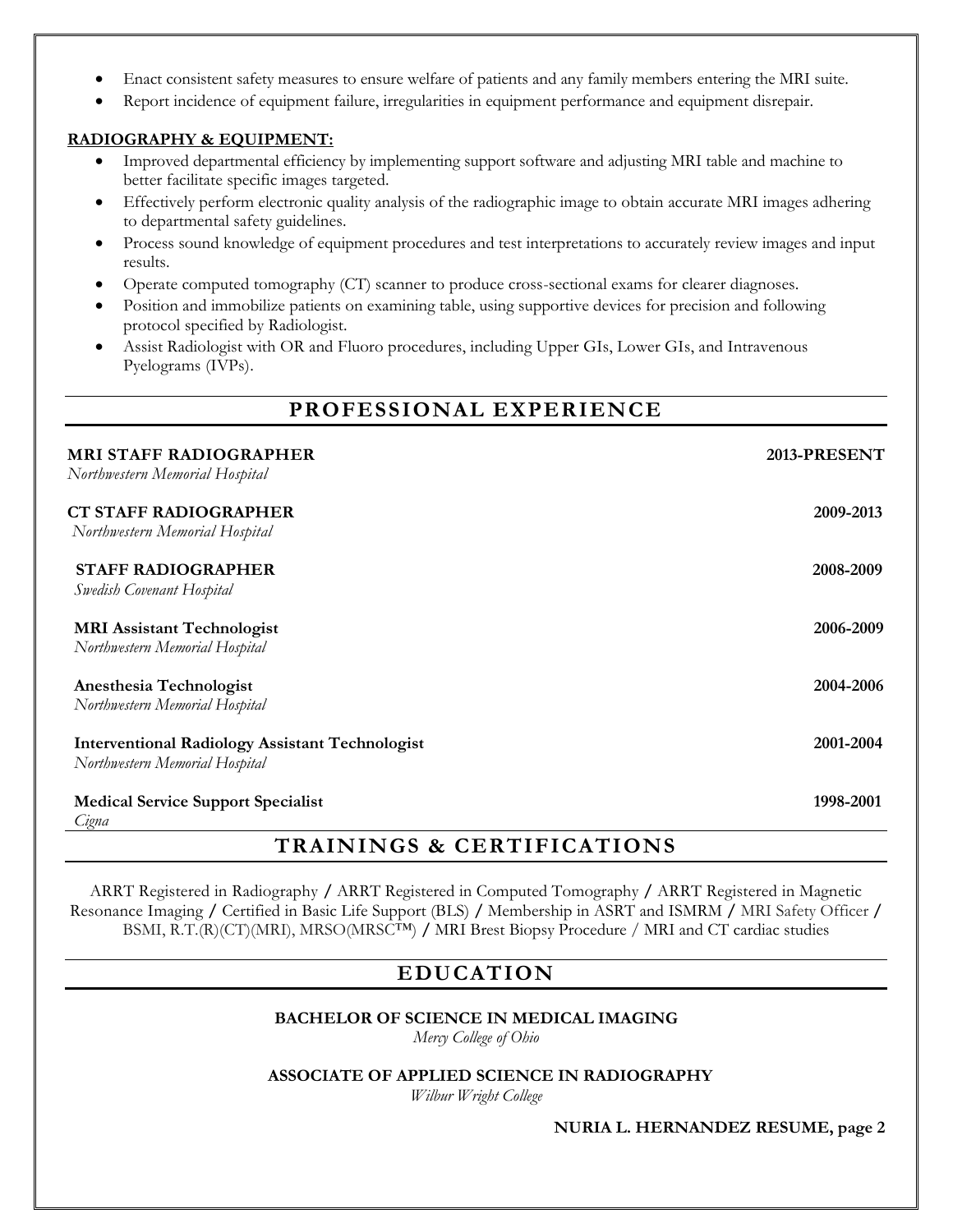- Enact consistent safety measures to ensure welfare of patients and any family members entering the MRI suite.
- Report incidence of equipment failure, irregularities in equipment performance and equipment disrepair.

**RADIOGRAPHY & EQUIPMENT:**

- Improved departmental efficiency by implementing support software and adjusting MRI table and machine to better facilitate specific images targeted.
- Effectively perform electronic quality analysis of the radiographic image to obtain accurate MRI images adhering to departmental safety guidelines.
- Process sound knowledge of equipment procedures and test interpretations to accurately review images and input results.
- Operate computed tomography (CT) scanner to produce cross-sectional exams for clearer diagnoses.
- Position and immobilize patients on examining table, using supportive devices for precision and following protocol specified by Radiologist.
- Assist Radiologist with OR and Fluoro procedures, including Upper GIs, Lower GIs, and Intravenous Pyelograms (IVPs).

## PROFESSIONAL EXPERIENCE

**MRI STAFF RADIOGRAPHER** — **2013-PRESENT**
*Northwestern Memorial Hospital*

**CT STAFF RADIOGRAPHER** — **2009-2013**
*Northwestern Memorial Hospital*

**STAFF RADIOGRAPHER** — **2008-2009**
*Swedish Covenant Hospital*

**MRI Assistant Technologist** — **2006-2009**
*Northwestern Memorial Hospital*

**Anesthesia Technologist** — **2004-2006**
*Northwestern Memorial Hospital*

**Interventional Radiology Assistant Technologist** — **2001-2004**
*Northwestern Memorial Hospital*

**Medical Service Support Specialist** — **1998-2001**
*Cigna*

## TRAININGS & CERTIFICATIONS

ARRT Registered in Radiography / ARRT Registered in Computed Tomography / ARRT Registered in Magnetic Resonance Imaging / Certified in Basic Life Support (BLS) / Membership in ASRT and ISMRM / MRI Safety Officer / BSMI, R.T.(R)(CT)(MRI), MRSO(MRSC™) / MRI Brest Biopsy Procedure / MRI and CT cardiac studies

## EDUCATION

**BACHELOR OF SCIENCE IN MEDICAL IMAGING**
*Mercy College of Ohio*

**ASSOCIATE OF APPLIED SCIENCE IN RADIOGRAPHY**
*Wilbur Wright College*